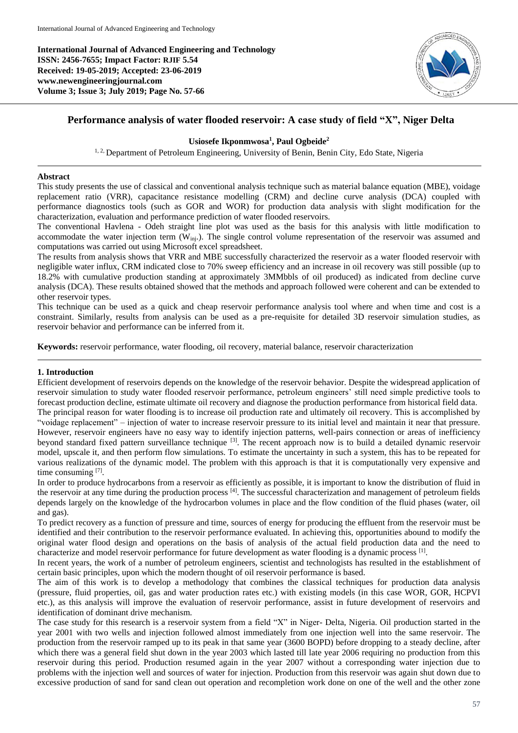**International Journal of Advanced Engineering and Technology**
**ISSN: 2456-7655; Impact Factor: RJIF 5.54**
**Received: 19-05-2019; Accepted: 23-06-2019**
**www.newengineeringjournal.com**
**Volume 3; Issue 3; July 2019; Page No. 57-66**

# Performance analysis of water flooded reservoir: A case study of field "X", Niger Delta

**Usiosefe Ikponmwosa[1], Paul Ogbeide[2]**

[1, 2] Department of Petroleum Engineering, University of Benin, Benin City, Edo State, Nigeria

## Abstract

This study presents the use of classical and conventional analysis technique such as material balance equation (MBE), voidage replacement ratio (VRR), capacitance resistance modelling (CRM) and decline curve analysis (DCA) coupled with performance diagnostics tools (such as GOR and WOR) for production data analysis with slight modification for the characterization, evaluation and performance prediction of water flooded reservoirs.

The conventional Havlena - Odeh straight line plot was used as the basis for this analysis with little modification to accommodate the water injection term ($W_{inj}$). The single control volume representation of the reservoir was assumed and computations was carried out using Microsoft excel spreadsheet.

The results from analysis shows that VRR and MBE successfully characterized the reservoir as a water flooded reservoir with negligible water influx, CRM indicated close to 70% sweep efficiency and an increase in oil recovery was still possible (up to 18.2% with cumulative production standing at approximately 3MMbbls of oil produced) as indicated from decline curve analysis (DCA). These results obtained showed that the methods and approach followed were coherent and can be extended to other reservoir types.

This technique can be used as a quick and cheap reservoir performance analysis tool where and when time and cost is a constraint. Similarly, results from analysis can be used as a pre-requisite for detailed 3D reservoir simulation studies, as reservoir behavior and performance can be inferred from it.

**Keywords:** reservoir performance, water flooding, oil recovery, material balance, reservoir characterization

## 1. Introduction

Efficient development of reservoirs depends on the knowledge of the reservoir behavior. Despite the widespread application of reservoir simulation to study water flooded reservoir performance, petroleum engineers' still need simple predictive tools to forecast production decline, estimate ultimate oil recovery and diagnose the production performance from historical field data.

The principal reason for water flooding is to increase oil production rate and ultimately oil recovery. This is accomplished by "voidage replacement" – injection of water to increase reservoir pressure to its initial level and maintain it near that pressure. However, reservoir engineers have no easy way to identify injection patterns, well-pairs connection or areas of inefficiency beyond standard fixed pattern surveillance technique [3]. The recent approach now is to build a detailed dynamic reservoir model, upscale it, and then perform flow simulations. To estimate the uncertainty in such a system, this has to be repeated for various realizations of the dynamic model. The problem with this approach is that it is computationally very expensive and time consuming [7].

In order to produce hydrocarbons from a reservoir as efficiently as possible, it is important to know the distribution of fluid in the reservoir at any time during the production process [4]. The successful characterization and management of petroleum fields depends largely on the knowledge of the hydrocarbon volumes in place and the flow condition of the fluid phases (water, oil and gas).

To predict recovery as a function of pressure and time, sources of energy for producing the effluent from the reservoir must be identified and their contribution to the reservoir performance evaluated. In achieving this, opportunities abound to modify the original water flood design and operations on the basis of analysis of the actual field production data and the need to characterize and model reservoir performance for future development as water flooding is a dynamic process [1].

In recent years, the work of a number of petroleum engineers, scientist and technologists has resulted in the establishment of certain basic principles, upon which the modern thought of oil reservoir performance is based.

The aim of this work is to develop a methodology that combines the classical techniques for production data analysis (pressure, fluid properties, oil, gas and water production rates etc.) with existing models (in this case WOR, GOR, HCPVI etc.), as this analysis will improve the evaluation of reservoir performance, assist in future development of reservoirs and identification of dominant drive mechanism.

The case study for this research is a reservoir system from a field "X" in Niger- Delta, Nigeria. Oil production started in the year 2001 with two wells and injection followed almost immediately from one injection well into the same reservoir. The production from the reservoir ramped up to its peak in that same year (3600 BOPD) before dropping to a steady decline, after which there was a general field shut down in the year 2003 which lasted till late year 2006 requiring no production from this reservoir during this period. Production resumed again in the year 2007 without a corresponding water injection due to problems with the injection well and sources of water for injection. Production from this reservoir was again shut down due to excessive production of sand for sand clean out operation and recompletion work done on one of the well and the other zone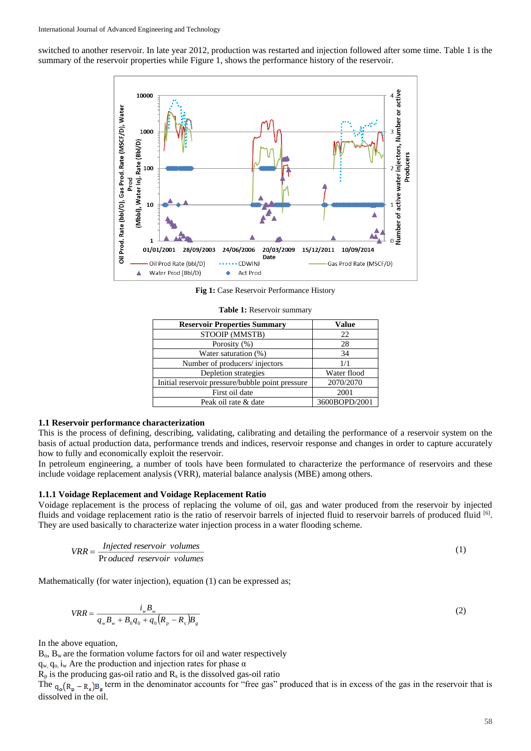switched to another reservoir. In late year 2012, production was restarted and injection followed after some time. Table 1 is the summary of the reservoir properties while Figure 1, shows the performance history of the reservoir.

**Fig 1:** Case Reservoir Performance History

**Table 1:** Reservoir summary

| Reservoir Properties Summary | Value |
|---|---|
| STOOIP (MMSTB) | 22 |
| Porosity (%) | 28 |
| Water saturation (%) | 34 |
| Number of producers/ injectors | 1/1 |
| Depletion strategies | Water flood |
| Initial reservoir pressure/bubble point pressure | 2070/2070 |
| First oil date | 2001 |
| Peak oil rate & date | 3600BOPD/2001 |

### 1.1 Reservoir performance characterization

This is the process of defining, describing, validating, calibrating and detailing the performance of a reservoir system on the basis of actual production data, performance trends and indices, reservoir response and changes in order to capture accurately how to fully and economically exploit the reservoir.

In petroleum engineering, a number of tools have been formulated to characterize the performance of reservoirs and these include voidage replacement analysis (VRR), material balance analysis (MBE) among others.

#### 1.1.1 Voidage Replacement and Voidage Replacement Ratio

Voidage replacement is the process of replacing the volume of oil, gas and water produced from the reservoir by injected fluids and voidage replacement ratio is the ratio of reservoir barrels of injected fluid to reservoir barrels of produced fluid [6]. They are used basically to characterize water injection process in a water flooding scheme.

$$VRR = \frac{\textit{Injected reservoir volumes}}{\textit{Produced reservoir volumes}} \tag{1}$$

Mathematically (for water injection), equation (1) can be expressed as;

$$VRR = \frac{i_w B_w}{q_w B_w + B_0 q_0 + q_0 (R_p - R_s) B_g} \tag{2}$$

In the above equation,

$B_o$, $B_w$ are the formation volume factors for oil and water respectively

$q_w$, $q_o$, $i_w$ Are the production and injection rates for phase α

$R_p$ is the producing gas-oil ratio and $R_s$ is the dissolved gas-oil ratio

The $q_o(R_p - R_s)B_g$ term in the denominator accounts for "free gas" produced that is in excess of the gas in the reservoir that is dissolved in the oil.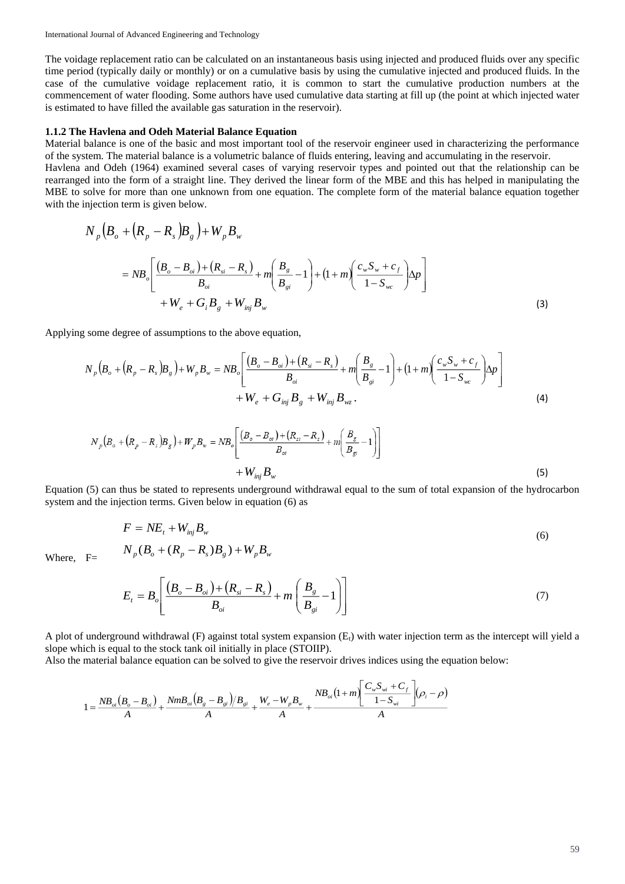The voidage replacement ratio can be calculated on an instantaneous basis using injected and produced fluids over any specific time period (typically daily or monthly) or on a cumulative basis by using the cumulative injected and produced fluids. In the case of the cumulative voidage replacement ratio, it is common to start the cumulative production numbers at the commencement of water flooding. Some authors have used cumulative data starting at fill up (the point at which injected water is estimated to have filled the available gas saturation in the reservoir).

### 1.1.2 The Havlena and Odeh Material Balance Equation

Material balance is one of the basic and most important tool of the reservoir engineer used in characterizing the performance of the system. The material balance is a volumetric balance of fluids entering, leaving and accumulating in the reservoir.

Havlena and Odeh (1964) examined several cases of varying reservoir types and pointed out that the relationship can be rearranged into the form of a straight line. They derived the linear form of the MBE and this has helped in manipulating the MBE to solve for more than one unknown from one equation. The complete form of the material balance equation together with the injection term is given below.

$$N_p\left(B_o+\left(R_p-R_s\right)B_g\right)+W_pB_w = NB_o\left[\frac{\left(B_o-B_{oi}\right)+\left(R_{si}-R_s\right)}{B_{oi}}+m\left(\frac{B_g}{B_{gi}}-1\right)+\left(1+m\right)\left(\frac{c_wS_w+c_f}{1-S_{wc}}\right)\Delta p\right] + W_e+G_iB_g+W_{inj}B_w \quad (3)$$

Applying some degree of assumptions to the above equation,

$$N_p\left(B_o+\left(R_p-R_s\right)B_g\right)+W_pB_w = NB_o\left[\frac{\left(B_o-B_{oi}\right)+\left(R_{si}-R_s\right)}{B_{oi}}+m\left(\frac{B_g}{B_{gi}}-1\right)+\left(1+m\right)\left(\frac{c_wS_w+c_f}{1-S_{wc}}\right)\Delta p\right] + W_e+G_{inj}B_g+W_{inj}B_{wz}\,. \quad (4)$$

$$N_p\left(B_o+\left(R_p-R_s\right)B_g\right)+W_pB_w = NB_o\left[\frac{\left(B_o-B_{oi}\right)+\left(R_{si}-R_s\right)}{B_{oi}}+m\left(\frac{B_g}{B_{gi}}-1\right)\right] + W_{inj}B_w \quad (5)$$

Equation (5) can thus be stated to represents underground withdrawal equal to the sum of total expansion of the hydrocarbon system and the injection terms. Given below in equation (6) as

$$F = NE_t + W_{inj}B_w \quad (6)$$

Where, F= $N_p(B_o+(R_p-R_s)B_g)+W_pB_w$

$$E_t = B_o\left[\frac{\left(B_o-B_{oi}\right)+\left(R_{si}-R_s\right)}{B_{oi}}+m\left(\frac{B_g}{B_{gi}}-1\right)\right] \quad (7)$$

A plot of underground withdrawal (F) against total system expansion ($E_t$) with water injection term as the intercept will yield a slope which is equal to the stock tank oil initially in place (STOIIP).

Also the material balance equation can be solved to give the reservoir drives indices using the equation below:

$$1=\frac{NB_{oi}\left(B_o-B_{oi}\right)}{A}+\frac{NmB_{oi}\left(B_g-B_{gi}\right)/B_{gi}}{A}+\frac{W_e-W_pB_w}{A}+\frac{NB_{oi}\left(1+m\right)\left[\frac{C_wS_{wi}+C_f}{1-S_{wi}}\right]\left(\rho_i-\rho\right)}{A}$$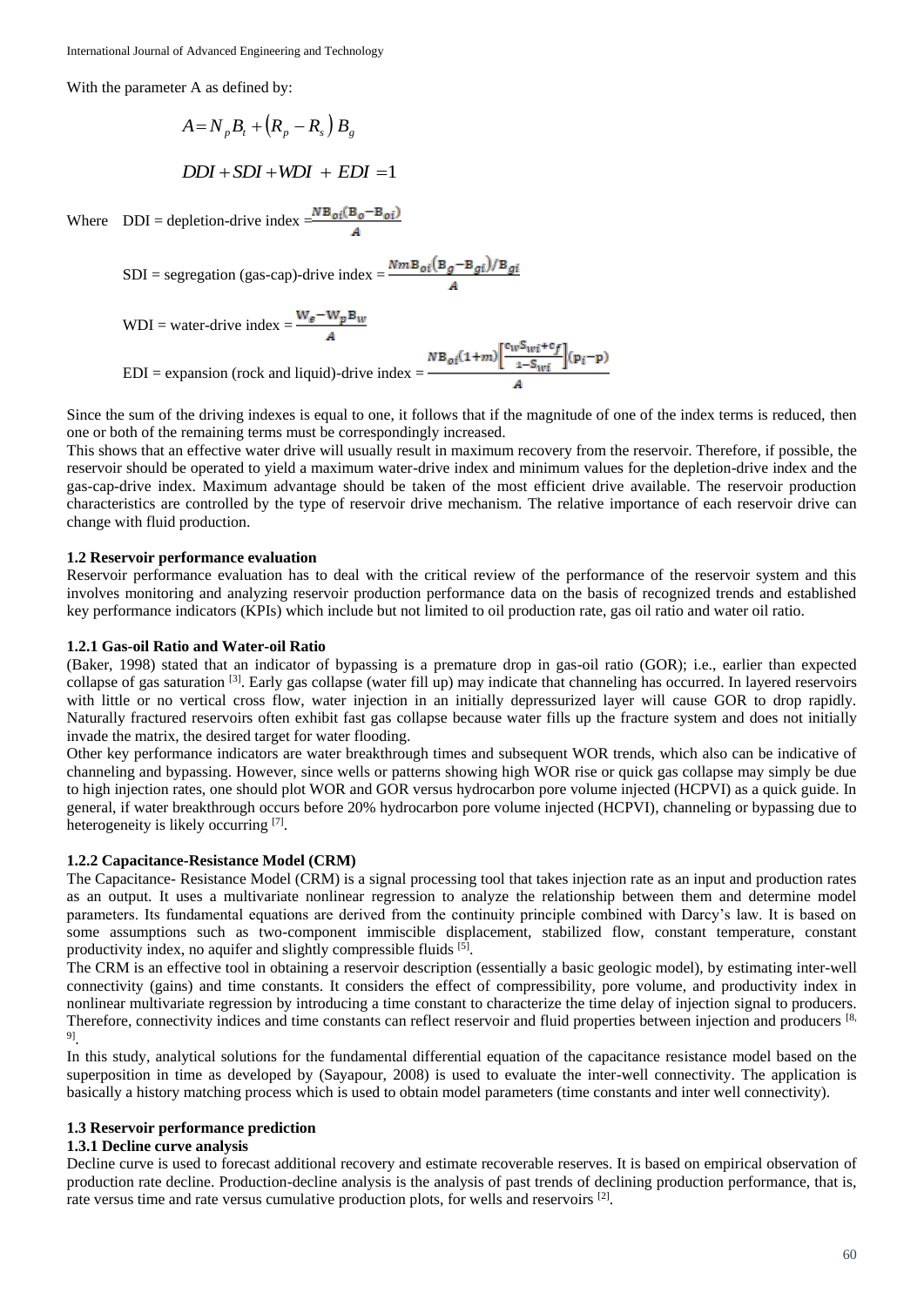With the parameter A as defined by:

$$A = N_p B_t + \left(R_p - R_s\right) B_g$$

$$DDI + SDI + WDI + EDI = 1$$

Where DDI = depletion-drive index $= \frac{N B_{oi}(B_o - B_{oi})}{A}$

SDI = segregation (gas-cap)-drive index $= \frac{N m B_{oi}\left(B_g - B_{gi}\right)/B_{gi}}{A}$

WDI = water-drive index $= \frac{W_e - W_p B_w}{A}$

EDI = expansion (rock and liquid)-drive index $= \frac{N B_{oi}(1+m)\left[\frac{c_w S_{wi} + c_f}{1 - S_{wi}}\right](p_i - p)}{A}$

Since the sum of the driving indexes is equal to one, it follows that if the magnitude of one of the index terms is reduced, then one or both of the remaining terms must be correspondingly increased.

This shows that an effective water drive will usually result in maximum recovery from the reservoir. Therefore, if possible, the reservoir should be operated to yield a maximum water-drive index and minimum values for the depletion-drive index and the gas-cap-drive index. Maximum advantage should be taken of the most efficient drive available. The reservoir production characteristics are controlled by the type of reservoir drive mechanism. The relative importance of each reservoir drive can change with fluid production.

### 1.2 Reservoir performance evaluation

Reservoir performance evaluation has to deal with the critical review of the performance of the reservoir system and this involves monitoring and analyzing reservoir production performance data on the basis of recognized trends and established key performance indicators (KPIs) which include but not limited to oil production rate, gas oil ratio and water oil ratio.

#### 1.2.1 Gas-oil Ratio and Water-oil Ratio

(Baker, 1998) stated that an indicator of bypassing is a premature drop in gas-oil ratio (GOR); i.e., earlier than expected collapse of gas saturation [3]. Early gas collapse (water fill up) may indicate that channeling has occurred. In layered reservoirs with little or no vertical cross flow, water injection in an initially depressurized layer will cause GOR to drop rapidly. Naturally fractured reservoirs often exhibit fast gas collapse because water fills up the fracture system and does not initially invade the matrix, the desired target for water flooding.

Other key performance indicators are water breakthrough times and subsequent WOR trends, which also can be indicative of channeling and bypassing. However, since wells or patterns showing high WOR rise or quick gas collapse may simply be due to high injection rates, one should plot WOR and GOR versus hydrocarbon pore volume injected (HCPVI) as a quick guide. In general, if water breakthrough occurs before 20% hydrocarbon pore volume injected (HCPVI), channeling or bypassing due to heterogeneity is likely occurring [7].

#### 1.2.2 Capacitance-Resistance Model (CRM)

The Capacitance- Resistance Model (CRM) is a signal processing tool that takes injection rate as an input and production rates as an output. It uses a multivariate nonlinear regression to analyze the relationship between them and determine model parameters. Its fundamental equations are derived from the continuity principle combined with Darcy's law. It is based on some assumptions such as two-component immiscible displacement, stabilized flow, constant temperature, constant productivity index, no aquifer and slightly compressible fluids [5].

The CRM is an effective tool in obtaining a reservoir description (essentially a basic geologic model), by estimating inter-well connectivity (gains) and time constants. It considers the effect of compressibility, pore volume, and productivity index in nonlinear multivariate regression by introducing a time constant to characterize the time delay of injection signal to producers. Therefore, connectivity indices and time constants can reflect reservoir and fluid properties between injection and producers [8, 9].

In this study, analytical solutions for the fundamental differential equation of the capacitance resistance model based on the superposition in time as developed by (Sayapour, 2008) is used to evaluate the inter-well connectivity. The application is basically a history matching process which is used to obtain model parameters (time constants and inter well connectivity).

### 1.3 Reservoir performance prediction

#### 1.3.1 Decline curve analysis

Decline curve is used to forecast additional recovery and estimate recoverable reserves. It is based on empirical observation of production rate decline. Production-decline analysis is the analysis of past trends of declining production performance, that is, rate versus time and rate versus cumulative production plots, for wells and reservoirs [2].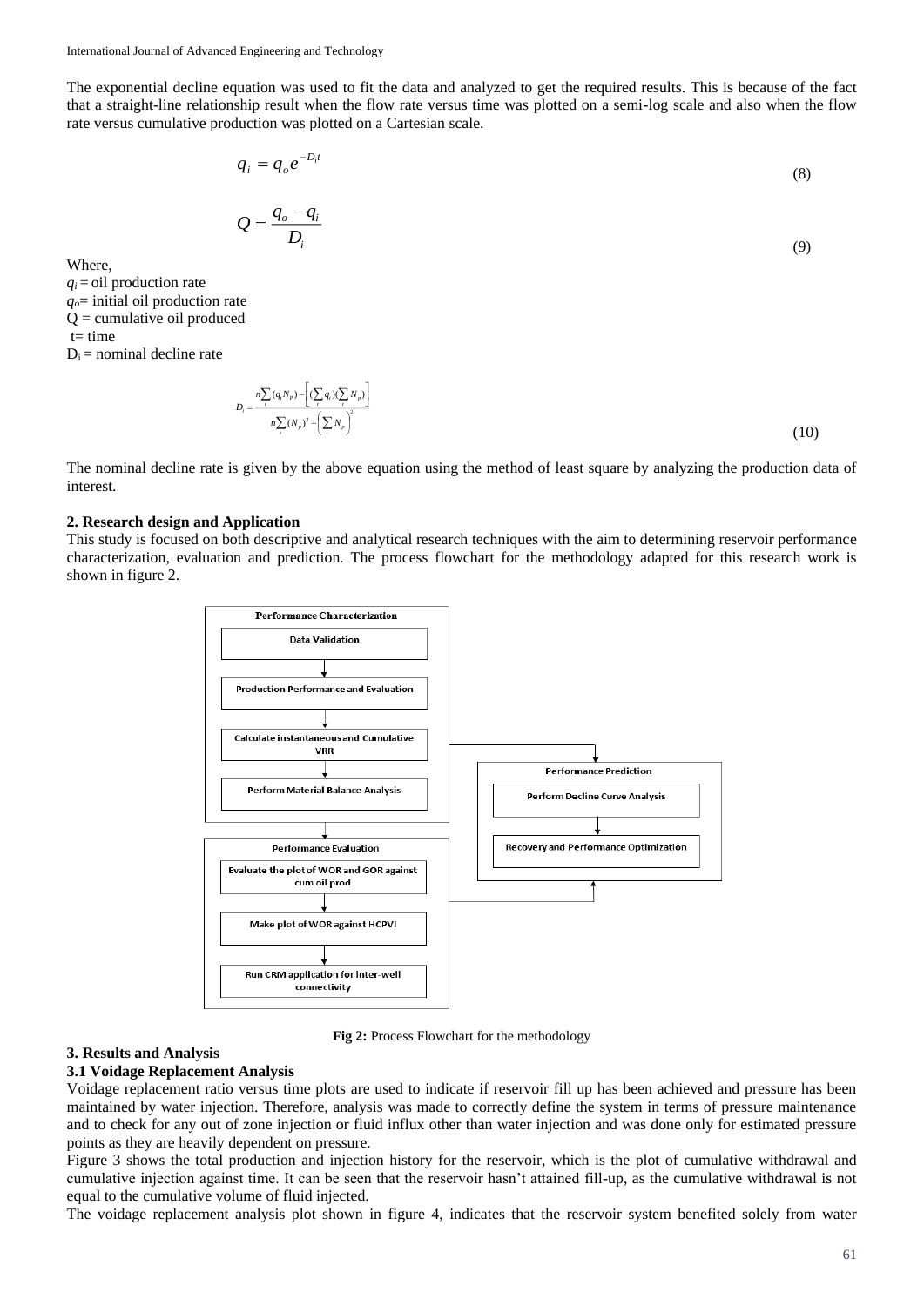The exponential decline equation was used to fit the data and analyzed to get the required results. This is because of the fact that a straight-line relationship result when the flow rate versus time was plotted on a semi-log scale and also when the flow rate versus cumulative production was plotted on a Cartesian scale.

$$q_i = q_o e^{-D_i t} \tag{8}$$

$$Q = \frac{q_o - q_i}{D_i} \tag{9}$$

Where,
$q_i$ = oil production rate
$q_o$= initial oil production rate
Q = cumulative oil produced
t= time
$D_i$ = nominal decline rate

$$D_i = \frac{n\sum_t (q_i N_p) - \left[(\sum_t q_i)(\sum_t N_p)\right]}{n\sum_t (N_p)^2 - \left(\sum_t N_p\right)^2} \tag{10}$$

The nominal decline rate is given by the above equation using the method of least square by analyzing the production data of interest.

## 2. Research design and Application

This study is focused on both descriptive and analytical research techniques with the aim to determining reservoir performance characterization, evaluation and prediction. The process flowchart for the methodology adapted for this research work is shown in figure 2.

**Fig 2:** Process Flowchart for the methodology

## 3. Results and Analysis

### 3.1 Voidage Replacement Analysis

Voidage replacement ratio versus time plots are used to indicate if reservoir fill up has been achieved and pressure has been maintained by water injection. Therefore, analysis was made to correctly define the system in terms of pressure maintenance and to check for any out of zone injection or fluid influx other than water injection and was done only for estimated pressure points as they are heavily dependent on pressure.

Figure 3 shows the total production and injection history for the reservoir, which is the plot of cumulative withdrawal and cumulative injection against time. It can be seen that the reservoir hasn't attained fill-up, as the cumulative withdrawal is not equal to the cumulative volume of fluid injected.

The voidage replacement analysis plot shown in figure 4, indicates that the reservoir system benefited solely from water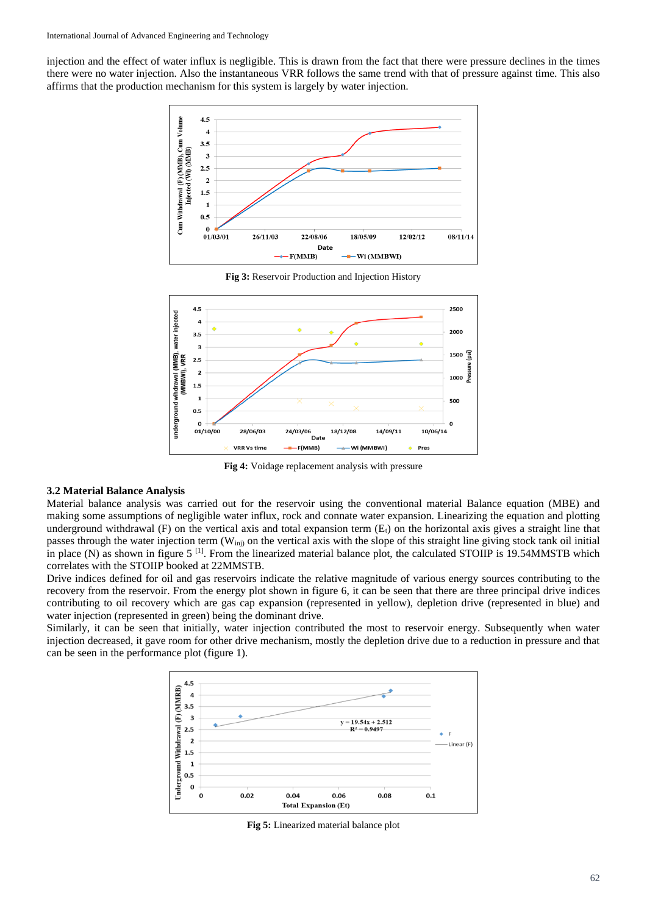injection and the effect of water influx is negligible. This is drawn from the fact that there were pressure declines in the times there were no water injection. Also the instantaneous VRR follows the same trend with that of pressure against time. This also affirms that the production mechanism for this system is largely by water injection.

**Fig 3:** Reservoir Production and Injection History

**Fig 4:** Voidage replacement analysis with pressure

### 3.2 Material Balance Analysis

Material balance analysis was carried out for the reservoir using the conventional material Balance equation (MBE) and making some assumptions of negligible water influx, rock and connate water expansion. Linearizing the equation and plotting underground withdrawal (F) on the vertical axis and total expansion term ($E_t$) on the horizontal axis gives a straight line that passes through the water injection term ($W_{inj}$) on the vertical axis with the slope of this straight line giving stock tank oil initial in place (N) as shown in figure 5 [1]. From the linearized material balance plot, the calculated STOIIP is 19.54MMSTB which correlates with the STOIIP booked at 22MMSTB.

Drive indices defined for oil and gas reservoirs indicate the relative magnitude of various energy sources contributing to the recovery from the reservoir. From the energy plot shown in figure 6, it can be seen that there are three principal drive indices contributing to oil recovery which are gas cap expansion (represented in yellow), depletion drive (represented in blue) and water injection (represented in green) being the dominant drive.

Similarly, it can be seen that initially, water injection contributed the most to reservoir energy. Subsequently when water injection decreased, it gave room for other drive mechanism, mostly the depletion drive due to a reduction in pressure and that can be seen in the performance plot (figure 1).

**Fig 5:** Linearized material balance plot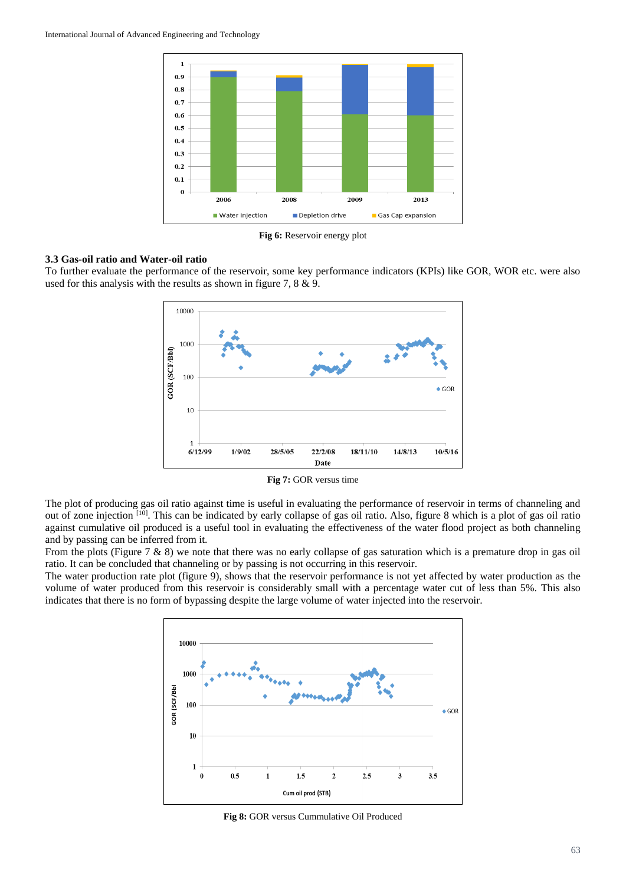Fig 6: Reservoir energy plot

### 3.3 Gas-oil ratio and Water-oil ratio

To further evaluate the performance of the reservoir, some key performance indicators (KPIs) like GOR, WOR etc. were also used for this analysis with the results as shown in figure 7, 8 & 9.

**Fig 7:** GOR versus time

The plot of producing gas oil ratio against time is useful in evaluating the performance of reservoir in terms of channeling and out of zone injection [10]. This can be indicated by early collapse of gas oil ratio. Also, figure 8 which is a plot of gas oil ratio against cumulative oil produced is a useful tool in evaluating the effectiveness of the water flood project as both channeling and by passing can be inferred from it.

From the plots (Figure 7 & 8) we note that there was no early collapse of gas saturation which is a premature drop in gas oil ratio. It can be concluded that channeling or by passing is not occurring in this reservoir.

The water production rate plot (figure 9), shows that the reservoir performance is not yet affected by water production as the volume of water produced from this reservoir is considerably small with a percentage water cut of less than 5%. This also indicates that there is no form of bypassing despite the large volume of water injected into the reservoir.

**Fig 8:** GOR versus Cummulative Oil Produced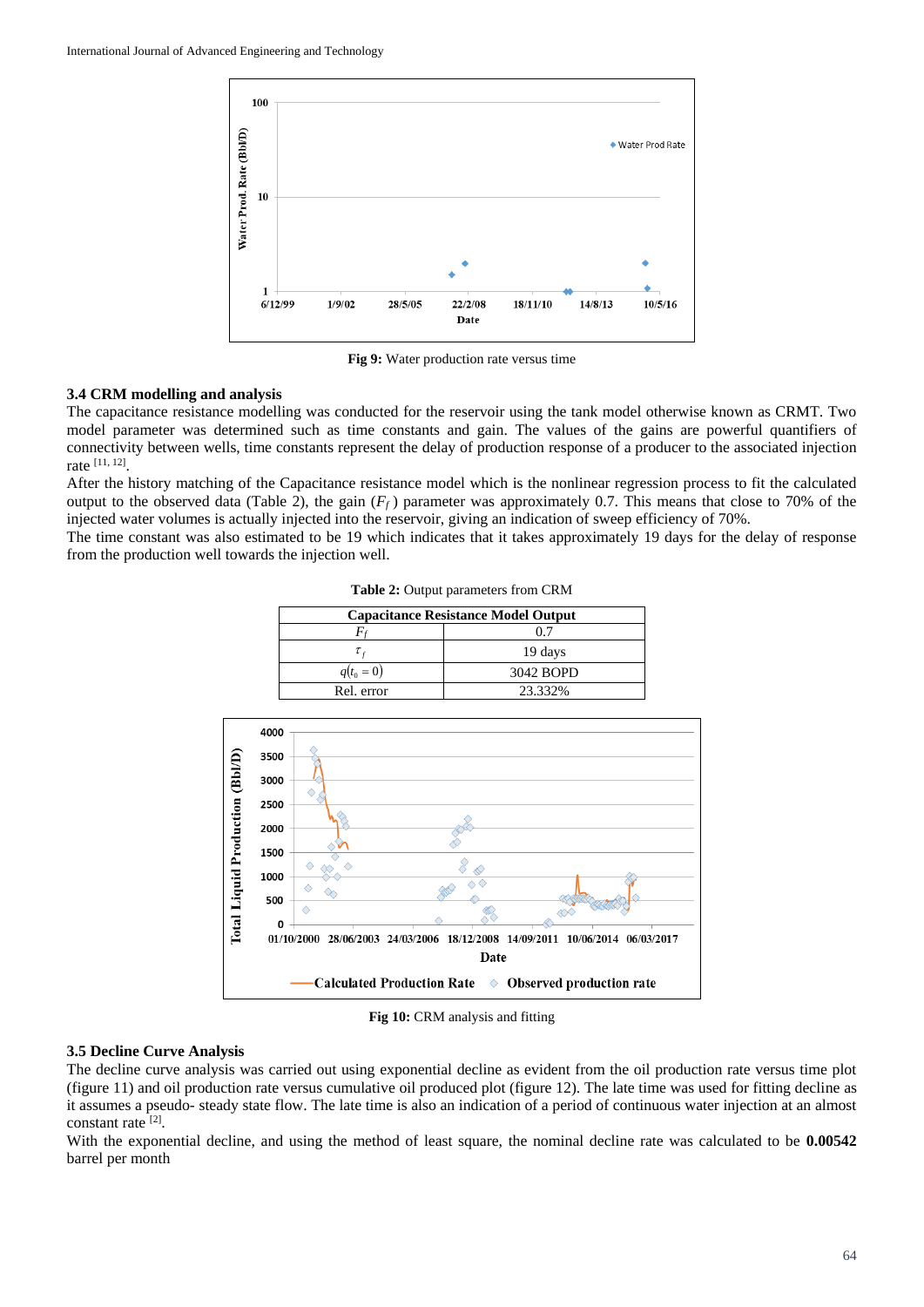Fig 9: Water production rate versus time

### 3.4 CRM modelling and analysis

The capacitance resistance modelling was conducted for the reservoir using the tank model otherwise known as CRMT. Two model parameter was determined such as time constants and gain. The values of the gains are powerful quantifiers of connectivity between wells, time constants represent the delay of production response of a producer to the associated injection rate [11, 12].

After the history matching of the Capacitance resistance model which is the nonlinear regression process to fit the calculated output to the observed data (Table 2), the gain ($F_f$) parameter was approximately 0.7. This means that close to 70% of the injected water volumes is actually injected into the reservoir, giving an indication of sweep efficiency of 70%.

The time constant was also estimated to be 19 which indicates that it takes approximately 19 days for the delay of response from the production well towards the injection well.

**Table 2:** Output parameters from CRM

| Capacitance Resistance Model Output | |
|---|---|
| $F_f$ | 0.7 |
| $\tau_f$ | 19 days |
| $q(t_0 = 0)$ | 3042 BOPD |
| Rel. error | 23.332% |

**Fig 10:** CRM analysis and fitting

### 3.5 Decline Curve Analysis

The decline curve analysis was carried out using exponential decline as evident from the oil production rate versus time plot (figure 11) and oil production rate versus cumulative oil produced plot (figure 12). The late time was used for fitting decline as it assumes a pseudo- steady state flow. The late time is also an indication of a period of continuous water injection at an almost constant rate [2].

With the exponential decline, and using the method of least square, the nominal decline rate was calculated to be **0.00542** barrel per month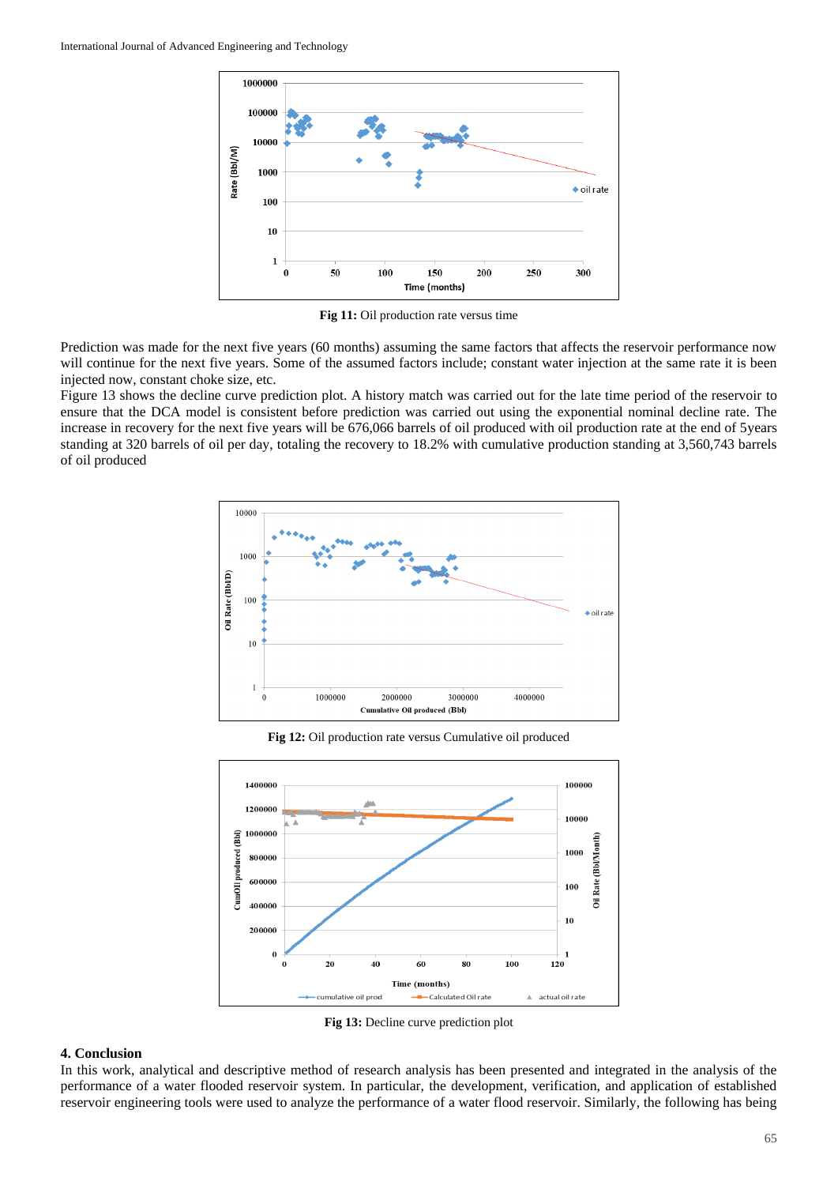Fig 11: Oil production rate versus time

Prediction was made for the next five years (60 months) assuming the same factors that affects the reservoir performance now will continue for the next five years. Some of the assumed factors include; constant water injection at the same rate it is been injected now, constant choke size, etc.

Figure 13 shows the decline curve prediction plot. A history match was carried out for the late time period of the reservoir to ensure that the DCA model is consistent before prediction was carried out using the exponential nominal decline rate. The increase in recovery for the next five years will be 676,066 barrels of oil produced with oil production rate at the end of 5years standing at 320 barrels of oil per day, totaling the recovery to 18.2% with cumulative production standing at 3,560,743 barrels of oil produced

Fig 12: Oil production rate versus Cumulative oil produced

Fig 13: Decline curve prediction plot

## 4. Conclusion

In this work, analytical and descriptive method of research analysis has been presented and integrated in the analysis of the performance of a water flooded reservoir system. In particular, the development, verification, and application of established reservoir engineering tools were used to analyze the performance of a water flood reservoir. Similarly, the following has being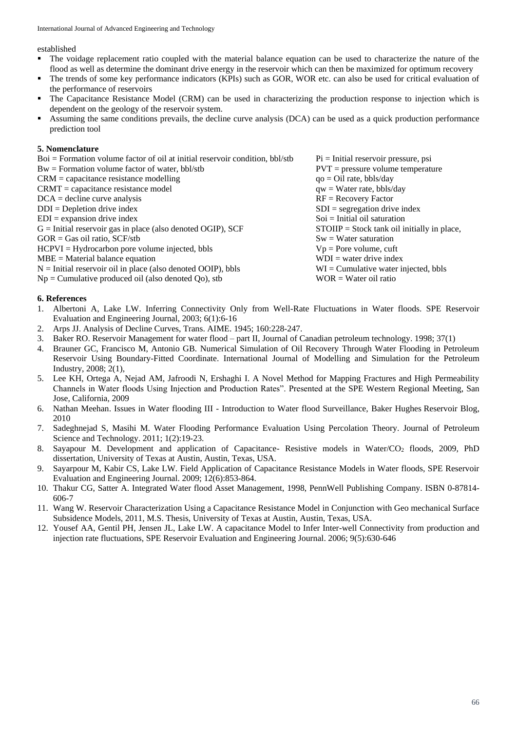established

- The voidage replacement ratio coupled with the material balance equation can be used to characterize the nature of the flood as well as determine the dominant drive energy in the reservoir which can then be maximized for optimum recovery
- The trends of some key performance indicators (KPIs) such as GOR, WOR etc. can also be used for critical evaluation of the performance of reservoirs
- The Capacitance Resistance Model (CRM) can be used in characterizing the production response to injection which is dependent on the geology of the reservoir system.
- Assuming the same conditions prevails, the decline curve analysis (DCA) can be used as a quick production performance prediction tool

### 5. Nomenclature

Boi = Formation volume factor of oil at initial reservoir condition, bbl/stb
Bw = Formation volume factor of water, bbl/stb
CRM = capacitance resistance modelling
CRMT = capacitance resistance model
DCA = decline curve analysis
DDI = Depletion drive index
EDI = expansion drive index
G = Initial reservoir gas in place (also denoted OGIP), SCF
GOR = Gas oil ratio, SCF/stb
HCPVI = Hydrocarbon pore volume injected, bbls
MBE = Material balance equation
N = Initial reservoir oil in place (also denoted OOIP), bbls
Np = Cumulative produced oil (also denoted Qo), stb
Pi = Initial reservoir pressure, psi
PVT = pressure volume temperature
qo = Oil rate, bbls/day
qw = Water rate, bbls/day
RF = Recovery Factor
SDI = segregation drive index
Soi = Initial oil saturation
STOIIP = Stock tank oil initially in place,
Sw = Water saturation
Vp = Pore volume, cuft
WDI = water drive index
WI = Cumulative water injected, bbls
WOR = Water oil ratio

### 6. References

1. Albertoni A, Lake LW. Inferring Connectivity Only from Well-Rate Fluctuations in Water floods. SPE Reservoir Evaluation and Engineering Journal, 2003; 6(1):6-16
2. Arps JJ. Analysis of Decline Curves, Trans. AIME. 1945; 160:228-247.
3. Baker RO. Reservoir Management for water flood – part II, Journal of Canadian petroleum technology. 1998; 37(1)
4. Brauner GC, Francisco M, Antonio GB. Numerical Simulation of Oil Recovery Through Water Flooding in Petroleum Reservoir Using Boundary-Fitted Coordinate. International Journal of Modelling and Simulation for the Petroleum Industry, 2008; 2(1),
5. Lee KH, Ortega A, Nejad AM, Jafroodi N, Ershaghi I. A Novel Method for Mapping Fractures and High Permeability Channels in Water floods Using Injection and Production Rates". Presented at the SPE Western Regional Meeting, San Jose, California, 2009
6. Nathan Meehan. Issues in Water flooding III - Introduction to Water flood Surveillance, Baker Hughes Reservoir Blog, 2010
7. Sadeghnejad S, Masihi M. Water Flooding Performance Evaluation Using Percolation Theory. Journal of Petroleum Science and Technology. 2011; 1(2):19-23.
8. Sayapour M. Development and application of Capacitance- Resistive models in Water/$CO_2$ floods, 2009, PhD dissertation, University of Texas at Austin, Austin, Texas, USA.
9. Sayarpour M, Kabir CS, Lake LW. Field Application of Capacitance Resistance Models in Water floods, SPE Reservoir Evaluation and Engineering Journal. 2009; 12(6):853-864.
10. Thakur CG, Satter A. Integrated Water flood Asset Management, 1998, PennWell Publishing Company. ISBN 0-87814-606-7
11. Wang W. Reservoir Characterization Using a Capacitance Resistance Model in Conjunction with Geo mechanical Surface Subsidence Models, 2011, M.S. Thesis, University of Texas at Austin, Austin, Texas, USA.
12. Yousef AA, Gentil PH, Jensen JL, Lake LW. A capacitance Model to Infer Inter-well Connectivity from production and injection rate fluctuations, SPE Reservoir Evaluation and Engineering Journal. 2006; 9(5):630-646